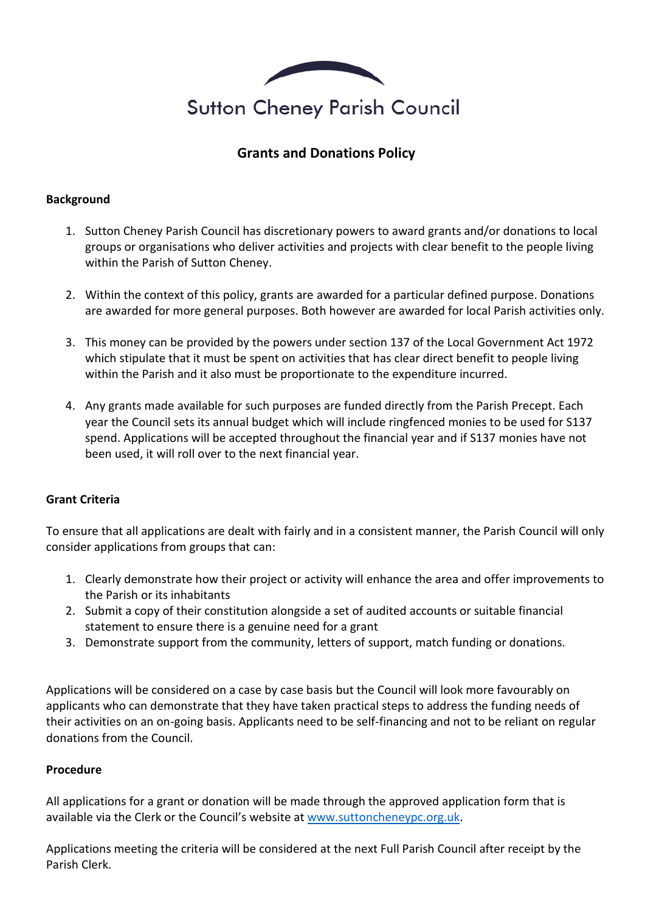Sutton Cheney Parish Council

# Grants and Donations Policy

**Background**

1. Sutton Cheney Parish Council has discretionary powers to award grants and/or donations to local groups or organisations who deliver activities and projects with clear benefit to the people living within the Parish of Sutton Cheney.

2. Within the context of this policy, grants are awarded for a particular defined purpose. Donations are awarded for more general purposes. Both however are awarded for local Parish activities only.

3. This money can be provided by the powers under section 137 of the Local Government Act 1972 which stipulate that it must be spent on activities that has clear direct benefit to people living within the Parish and it also must be proportionate to the expenditure incurred.

4. Any grants made available for such purposes are funded directly from the Parish Precept. Each year the Council sets its annual budget which will include ringfenced monies to be used for S137 spend. Applications will be accepted throughout the financial year and if S137 monies have not been used, it will roll over to the next financial year.

**Grant Criteria**

To ensure that all applications are dealt with fairly and in a consistent manner, the Parish Council will only consider applications from groups that can:

1. Clearly demonstrate how their project or activity will enhance the area and offer improvements to the Parish or its inhabitants
2. Submit a copy of their constitution alongside a set of audited accounts or suitable financial statement to ensure there is a genuine need for a grant
3. Demonstrate support from the community, letters of support, match funding or donations.

Applications will be considered on a case by case basis but the Council will look more favourably on applicants who can demonstrate that they have taken practical steps to address the funding needs of their activities on an on-going basis. Applicants need to be self-financing and not to be reliant on regular donations from the Council.

**Procedure**

All applications for a grant or donation will be made through the approved application form that is available via the Clerk or the Council's website at [www.suttoncheneypc.org.uk](www.suttoncheneypc.org.uk).

Applications meeting the criteria will be considered at the next Full Parish Council after receipt by the Parish Clerk.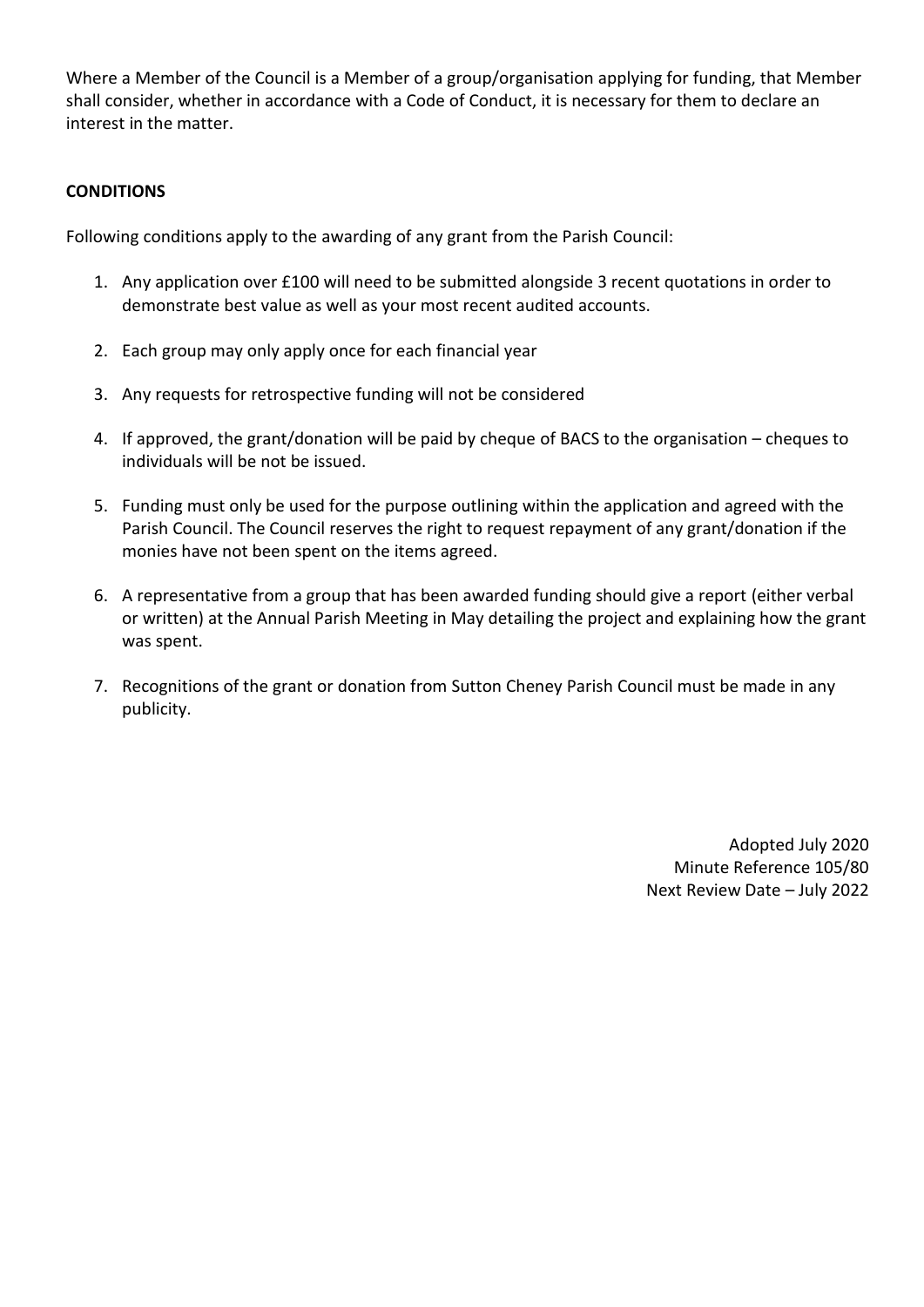Where a Member of the Council is a Member of a group/organisation applying for funding, that Member shall consider, whether in accordance with a Code of Conduct, it is necessary for them to declare an interest in the matter.

**CONDITIONS**

Following conditions apply to the awarding of any grant from the Parish Council:

1. Any application over £100 will need to be submitted alongside 3 recent quotations in order to demonstrate best value as well as your most recent audited accounts.

2. Each group may only apply once for each financial year

3. Any requests for retrospective funding will not be considered

4. If approved, the grant/donation will be paid by cheque of BACS to the organisation – cheques to individuals will be not be issued.

5. Funding must only be used for the purpose outlining within the application and agreed with the Parish Council. The Council reserves the right to request repayment of any grant/donation if the monies have not been spent on the items agreed.

6. A representative from a group that has been awarded funding should give a report (either verbal or written) at the Annual Parish Meeting in May detailing the project and explaining how the grant was spent.

7. Recognitions of the grant or donation from Sutton Cheney Parish Council must be made in any publicity.

Adopted July 2020
Minute Reference 105/80
Next Review Date – July 2022